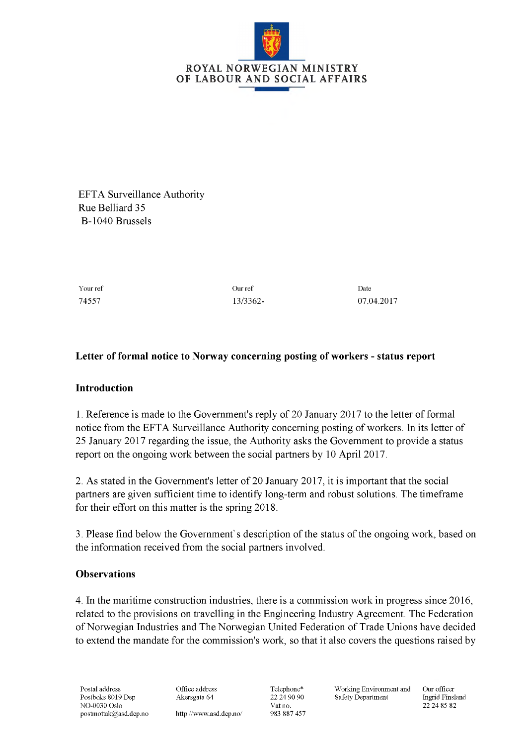ROYAL NORWEGIAN MINISTRY
OF LABOUR AND SOCIAL AFFAIRS

EFTA Surveillance Authority
Rue Belliard 35
B-1040 Brussels

| Your ref | Our ref | Date |
|---|---|---|
| 74557 | 13/3362- | 07.04.2017 |

**Letter of formal notice to Norway concerning posting of workers - status report**

**Introduction**

1. Reference is made to the Government's reply of 20 January 2017 to the letter of formal notice from the EFTA Surveillance Authority concerning posting of workers. In its letter of 25 January 2017 regarding the issue, the Authority asks the Government to provide a status report on the ongoing work between the social partners by 10 April 2017.

2. As stated in the Government's letter of 20 January 2017, it is important that the social partners are given sufficient time to identify long-term and robust solutions. The timeframe for their effort on this matter is the spring 2018.

3. Please find below the Government`s description of the status of the ongoing work, based on the information received from the social partners involved.

**Observations**

4. In the maritime construction industries, there is a commission work in progress since 2016, related to the provisions on travelling in the Engineering Industry Agreement. The Federation of Norwegian Industries and The Norwegian United Federation of Trade Unions have decided to extend the mandate for the commission's work, so that it also covers the questions raised by

| Postal address | Office address | Telephone* | Working Environment and Safety Department | Our officer |
|---|---|---|---|---|
| Postboks 8019 Dep<br>NO-0030 Oslo<br>postmottak@asd.dep.no | Akersgata 64<br><br>http://www.asd.dep.no/ | 22 24 90 90<br>Vat no.<br>983 887 457 | | Ingrid Finsland<br>22 24 85 82 |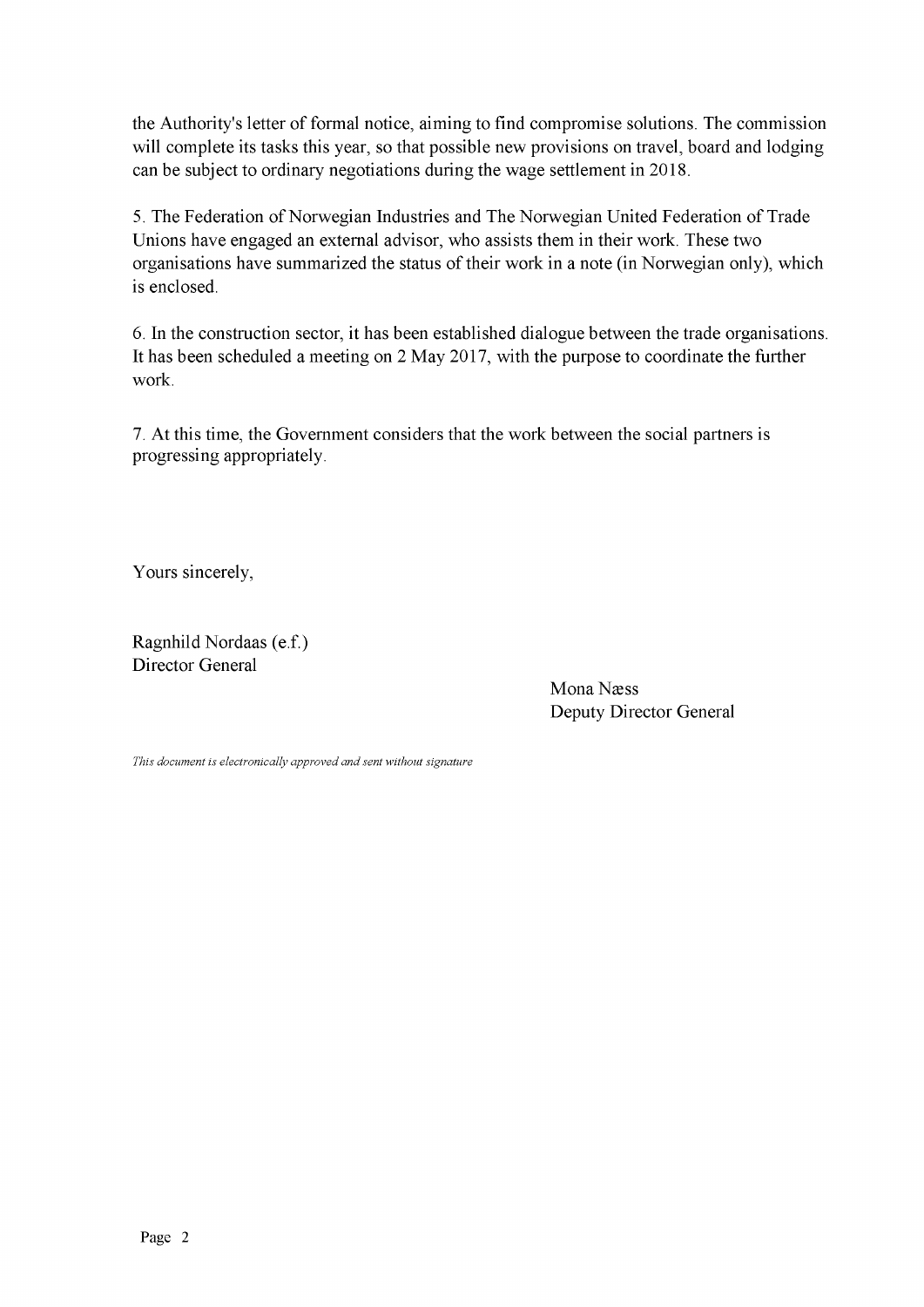the Authority's letter of formal notice, aiming to find compromise solutions. The commission will complete its tasks this year, so that possible new provisions on travel, board and lodging can be subject to ordinary negotiations during the wage settlement in 2018.

5. The Federation of Norwegian Industries and The Norwegian United Federation of Trade Unions have engaged an external advisor, who assists them in their work. These two organisations have summarized the status of their work in a note (in Norwegian only), which is enclosed.

6. In the construction sector, it has been established dialogue between the trade organisations. It has been scheduled a meeting on 2 May 2017, with the purpose to coordinate the further work.

7. At this time, the Government considers that the work between the social partners is progressing appropriately.

Yours sincerely,

Ragnhild Nordaas (e.f.)
Director General

Mona Næss
Deputy Director General

*This document is electronically approved and sent without signature*